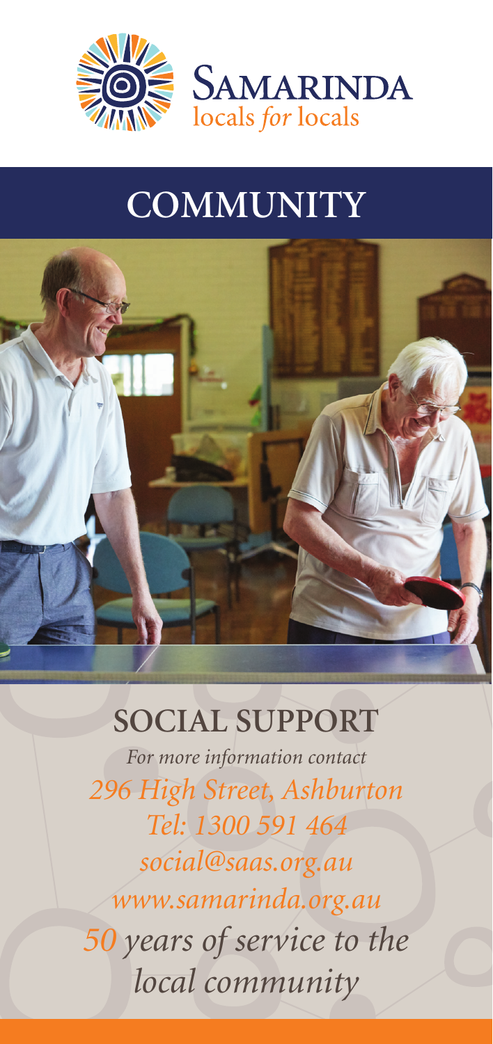**SAMARINDA**
locals *for* locals

# COMMUNITY

## SOCIAL SUPPORT

*For more information contact*

*296 High Street, Ashburton*

*Tel: 1300 591 464*

*social@saas.org.au*

*www.samarinda.org.au*

*50 years of service to the local community*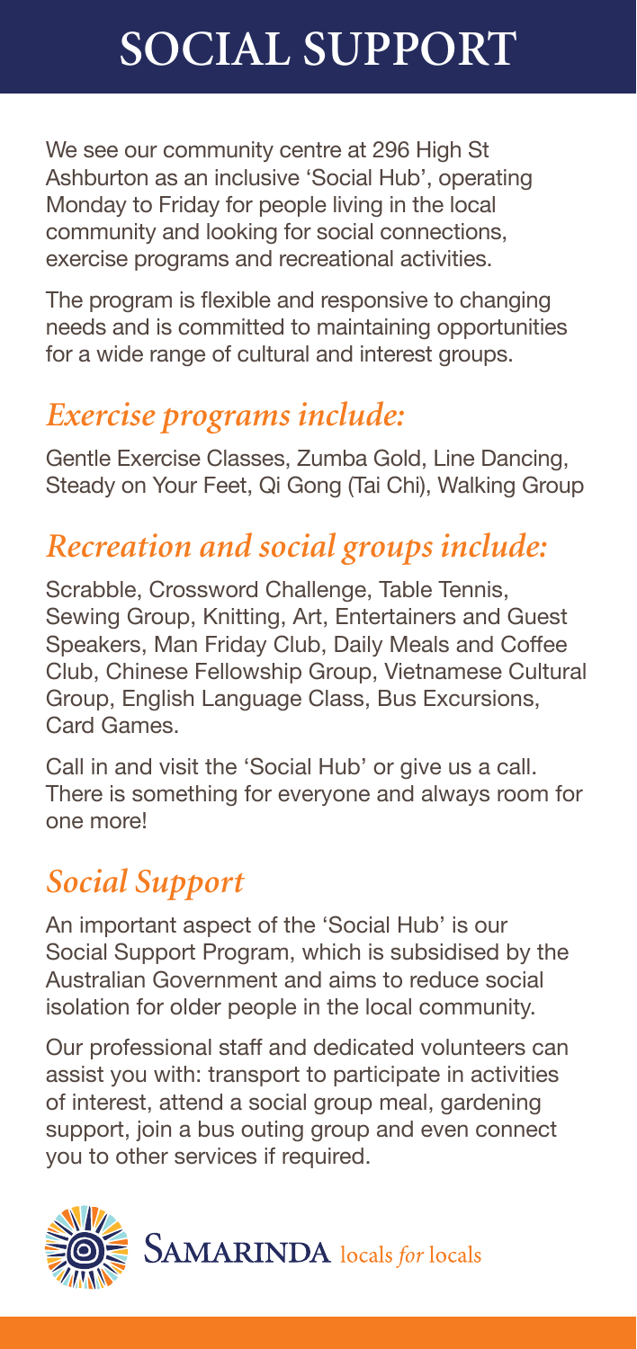# SOCIAL SUPPORT

We see our community centre at 296 High St Ashburton as an inclusive 'Social Hub', operating Monday to Friday for people living in the local community and looking for social connections, exercise programs and recreational activities.

The program is flexible and responsive to changing needs and is committed to maintaining opportunities for a wide range of cultural and interest groups.

## *Exercise programs include:*

Gentle Exercise Classes, Zumba Gold, Line Dancing, Steady on Your Feet, Qi Gong (Tai Chi), Walking Group

## *Recreation and social groups include:*

Scrabble, Crossword Challenge, Table Tennis, Sewing Group, Knitting, Art, Entertainers and Guest Speakers, Man Friday Club, Daily Meals and Coffee Club, Chinese Fellowship Group, Vietnamese Cultural Group, English Language Class, Bus Excursions, Card Games.

Call in and visit the 'Social Hub' or give us a call. There is something for everyone and always room for one more!

## *Social Support*

An important aspect of the 'Social Hub' is our Social Support Program, which is subsidised by the Australian Government and aims to reduce social isolation for older people in the local community.

Our professional staff and dedicated volunteers can assist you with: transport to participate in activities of interest, attend a social group meal, gardening support, join a bus outing group and even connect you to other services if required.

SAMARINDA locals *for* locals